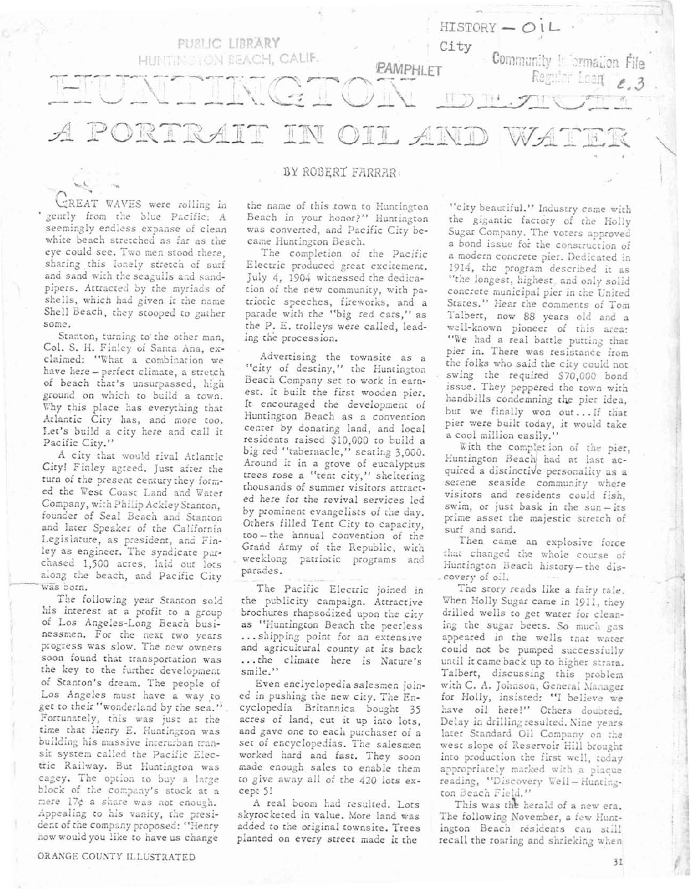# HUNTINGTON BEACH

## A PORTRAIT IN OIL AND WATER

BY ROBERT FARRAR

GREAT WAVES were rolling in gently from the blue Pacific: A seemingly endless expanse of clean white beach stretched as far as the eye could see. Two men stood there, sharing this lonely stretch of surf and sand with the seagulls and sandpipers. Attracted by the myriads of shells, which had given it the name Shell Beach, they stooped to gather some.

Stanton, turning to the other man, Col. S. H. Finley of Santa Ana, exclaimed: "What a combination we have here – perfect climate, a stretch of beach that's unsurpassed, high ground on which to build a town. Why this place has everything that Atlantic City has, and more too. Let's build a city here and call it Pacific City."

A city that would rival Atlantic City! Finley agreed. Just after the turn of the present century they formed the West Coast Land and Water Company, with Philip Ackley Stanton, founder of Seal Beach and Stanton and later Speaker of the California Legislature, as president, and Finley as engineer. The syndicate purchased 1,500 acres, laid out lots along the beach, and Pacific City was born.

The following year Stanton sold his interest at a profit to a group of Los Angeles-Long Beach businessmen. For the next two years progress was slow. The new owners soon found that transportation was the key to the further development of Stanton's dream. The people of Los Angeles must have a way to get to their "wonderland by the sea." Fortunately, this was just at the time that Henry E. Huntington was building his massive interurban transit system called the Pacific Electric Railway. But Huntington was cagey. The option to buy a large block of the company's stock at a mere 17¢ a share was not enough. Appealing to his vanity, the president of the company proposed: "Henry how would you like to have us change the name of this town to Huntington Beach in your honor?" Huntington was converted, and Pacific City became Huntington Beach.

The completion of the Pacific Electric produced great excitement. July 4, 1904 witnessed the dedication of the new community, with patriotic speeches, fireworks, and a parade with the "big red cars," as the P. E. trolleys were called, leading the procession.

Advertising the townsite as a "city of destiny," the Huntington Beach Company set to work in earnest. It built the first wooden pier. It encouraged the development of Huntington Beach as a convention center by donating land, and local residents raised $10,000 to build a big red "tabernacle," seating 3,000. Around it in a grove of eucalyptus trees rose a "tent city," sheltering thousands of summer visitors attracted here for the revival services led by prominent evangelists of the day. Others filled Tent City to capacity, too – the annual convention of the Grand Army of the Republic, with weeklong patriotic programs and parades.

The Pacific Electric joined in the publicity campaign. Attractive brochures rhapsodized upon the city as "Huntington Beach the peerless ... shipping point for an extensive and agricultural county at its back ... the climate here is Nature's smile."

Even enclyclopedia salesmen joined in pushing the new city. The Encyclopedia Britannica bought 35 acres of land, cut it up into lots, and gave one to each purchaser of a set of encyclopedias. The salesmen worked hard and fast. They soon made enough sales to enable them to give away all of the 420 lots except 5!

A real boom had resulted. Lots skyrocketed in value. More land was added to the original townsite. Trees planted on every street made it the "city beautiful." Industry came with the gigantic factory of the Holly Sugar Company. The voters approved a bond issue for the construction of a modern concrete pier. Dedicated in 1914, the program described it as "the longest, highest, and only solid concrete municipal pier in the United States." Hear the comments of Tom Talbert, now 88 years old and a well-known pioneer of this area: "We had a real battle putting that pier in. There was resistance from the folks who said the city could not swing the required $70,000 bond issue. They peppered the town with handbills condemning the pier idea, but we finally won out ... If that pier were built today, it would take a cool million easily."

With the completion of the pier, Huntington Beach had at last acquired a distinctive personality as a serene seaside community where visitors and residents could fish, swim, or just bask in the sun – its prime asset the majestic stretch of surf and sand.

Then came an explosive force that changed the whole course of Huntington Beach history – the discovery of oil.

The story reads like a fairy tale. When Holly Sugar came in 1911, they drilled wells to get water for cleaning the sugar beets. So much gas appeared in the wells that water could not be pumped successfully until it came back up to higher strata. Talbert, discussing this problem with C. A. Johnson, General Manager for Holly, insisted: "I believe we have oil here!" Others doubted. Delay in drilling resulted. Nine years later Standard Oil Company on the west slope of Reservoir Hill brought into production the first well, today appropriately marked with a plaque reading, "Discovery Well – Huntington Beach Field."

This was the herald of a new era. The following November, a few Huntington Beach residents can still recall the roaring and shrieking when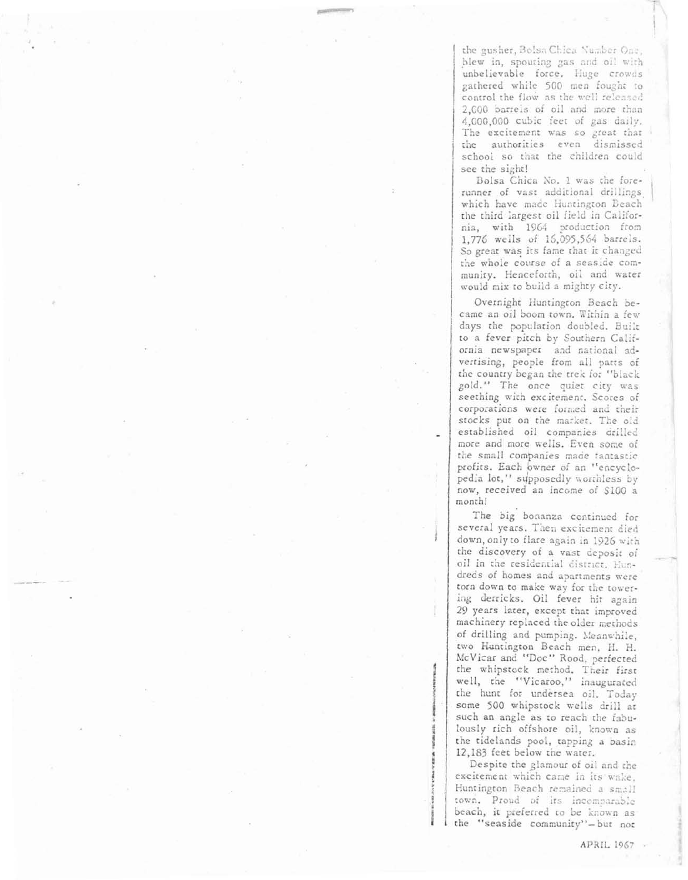the gusher, Bolsa Chica Number One, blew in, spouting gas and oil with unbelievable force. Huge crowds gathered while 500 men fought to control the flow as the well released 2,000 barrels of oil and more than 4,000,000 cubic feet of gas daily. The excitement was so great that the authorities even dismissed school so that the children could see the sight!

Bolsa Chica No. 1 was the forerunner of vast additional drillings which have made Huntington Beach the third largest oil field in California, with 1964 production from 1,776 wells of 16,095,564 barrels. So great was its fame that it changed the whole course of a seaside community. Henceforth, oil and water would mix to build a mighty city.

Overnight Huntington Beach became an oil boom town. Within a few days the population doubled. Built to a fever pitch by Southern California newspaper and national advertising, people from all parts of the country began the trek for "black gold." The once quiet city was seething with excitement. Scores of corporations were formed and their stocks put on the market. The old established oil companies drilled more and more wells. Even some of the small companies made fantastic profits. Each owner of an "encyclopedia lot," supposedly worthless by now, received an income of $100 a month!

The big bonanza continued for several years. Then excitement died down, only to flare again in 1926 with the discovery of a vast deposit of oil in the residential district. Hundreds of homes and apartments were torn down to make way for the towering derricks. Oil fever hit again 29 years later, except that improved machinery replaced the older methods of drilling and pumping. Meanwhile, two Huntington Beach men, H. H. McVicar and "Doc" Rood, perfected the whipstock method. Their first well, the "Vicaroo," inaugurated the hunt for undersea oil. Today some 500 whipstock wells drill at such an angle as to reach the fabulously rich offshore oil, known as the tidelands pool, tapping a basin 12,183 feet below the water.

Despite the glamour of oil and the excitement which came in its wake, Huntington Beach remained a small town. Proud of its incomparable beach, it preferred to be known as the "seaside community"—but not

APRIL 1967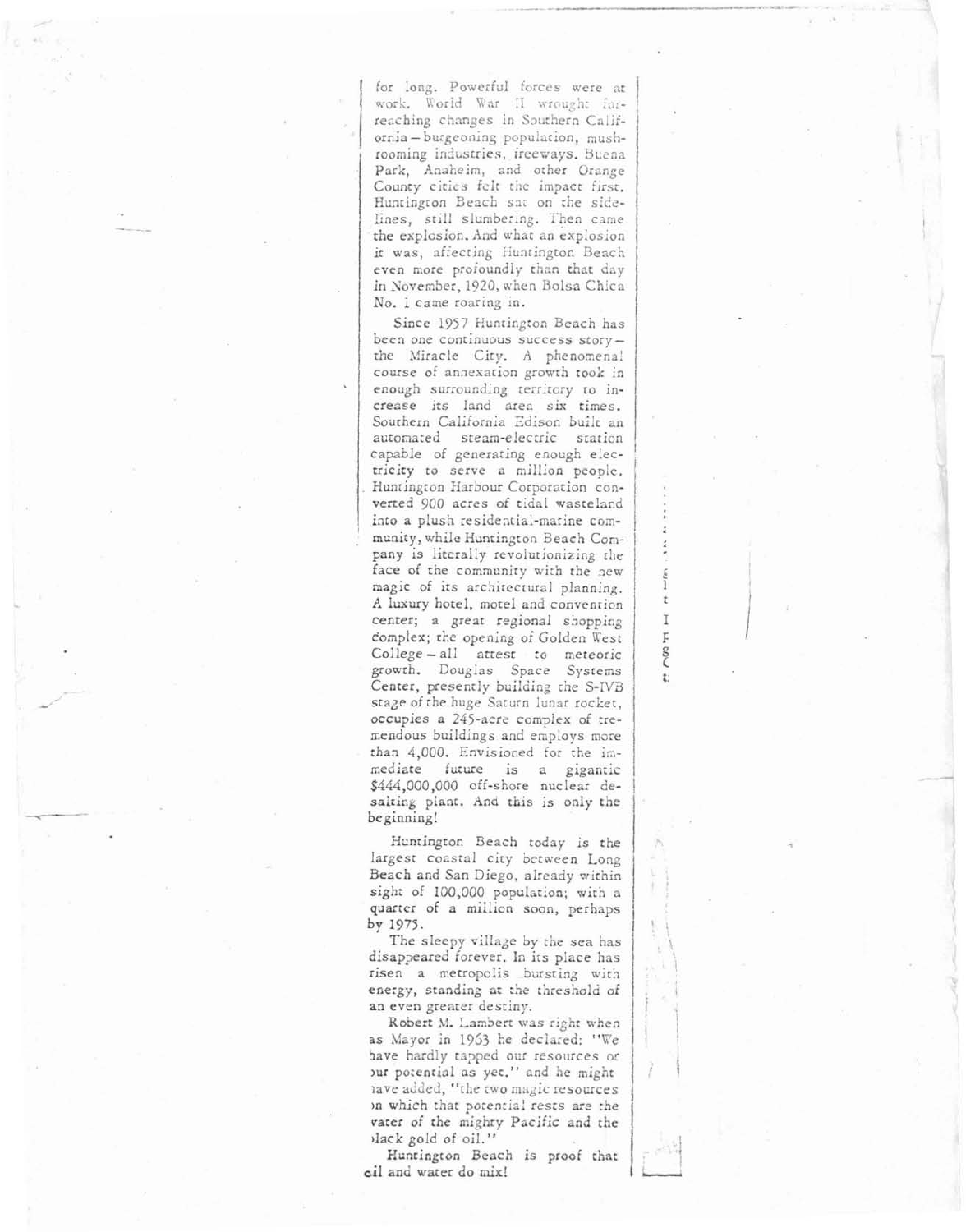for long. Powerful forces were at work. World War II wrought far-reaching changes in Southern California—burgeoning population, mushrooming industries, freeways. Buena Park, Anaheim, and other Orange County cities felt the impact first. Huntington Beach sat on the sidelines, still slumbering. Then came the explosion. And what an explosion it was, affecting Huntington Beach even more profoundly than that day in November, 1920, when Bolsa Chica No. 1 came roaring in.

Since 1957 Huntington Beach has been one continuous success story—the Miracle City. A phenomenal course of annexation growth took in enough surrounding territory to increase its land area six times. Southern California Edison built an automated steam-electric station capable of generating enough electricity to serve a million people. Huntington Harbour Corporation converted 900 acres of tidal wasteland into a plush residential-marine community, while Huntington Beach Company is literally revolutionizing the face of the community with the new magic of its architectural planning. A luxury hotel, motel and convention center; a great regional shopping complex; the opening of Golden West College—all attest to meteoric growth. Douglas Space Systems Center, presently building the S-IVB stage of the huge Saturn lunar rocket, occupies a 245-acre complex of tremendous buildings and employs more than 4,000. Envisioned for the immediate future is a gigantic $444,000,000 off-shore nuclear desalting plant. And this is only the beginning!

Huntington Beach today is the largest coastal city between Long Beach and San Diego, already within sight of 100,000 population; with a quarter of a million soon, perhaps by 1975.

The sleepy village by the sea has disappeared forever. In its place has risen a metropolis bursting with energy, standing at the threshold of an even greater destiny.

Robert M. Lambert was right when as Mayor in 1963 he declared: "We have hardly tapped our resources or our potential as yet." and he might have added, "the two magic resources on which that potential rests are the water of the mighty Pacific and the black gold of oil."

Huntington Beach is proof that oil and water do mix!